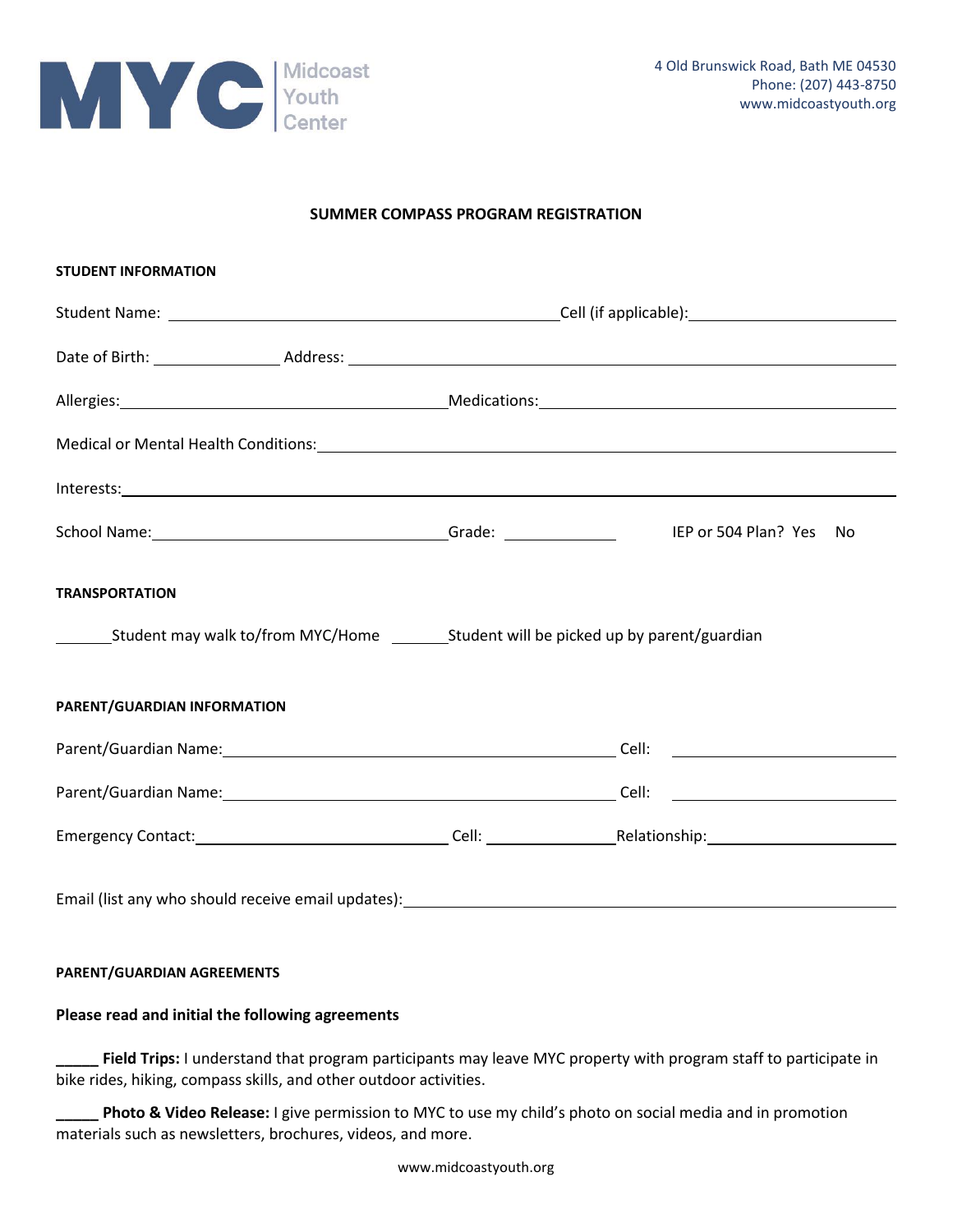MYC Midcoast Youth Center

4 Old Brunswick Road, Bath ME 04530
Phone: (207) 443-8750
www.midcoastyouth.org

## SUMMER COMPASS PROGRAM REGISTRATION

### STUDENT INFORMATION

Student Name: ______________________________ Cell (if applicable): ______________

Date of Birth: __________ Address: ______________________________

Allergies: ______________________________ Medications: ______________________________

Medical or Mental Health Conditions: ______________________________

Interests: ______________________________

School Name: ______________________ Grade: __________ IEP or 504 Plan? Yes No

### TRANSPORTATION

_______Student may walk to/from MYC/Home _______Student will be picked up by parent/guardian

### PARENT/GUARDIAN INFORMATION

Parent/Guardian Name: ______________________________ Cell: ______________

Parent/Guardian Name: ______________________________ Cell: ______________

Emergency Contact: ______________________ Cell: __________ Relationship: ______________

Email (list any who should receive email updates): ______________________________

### PARENT/GUARDIAN AGREEMENTS

**Please read and initial the following agreements**

**_____ Field Trips:** I understand that program participants may leave MYC property with program staff to participate in bike rides, hiking, compass skills, and other outdoor activities.

**_____ Photo & Video Release:** I give permission to MYC to use my child's photo on social media and in promotion materials such as newsletters, brochures, videos, and more.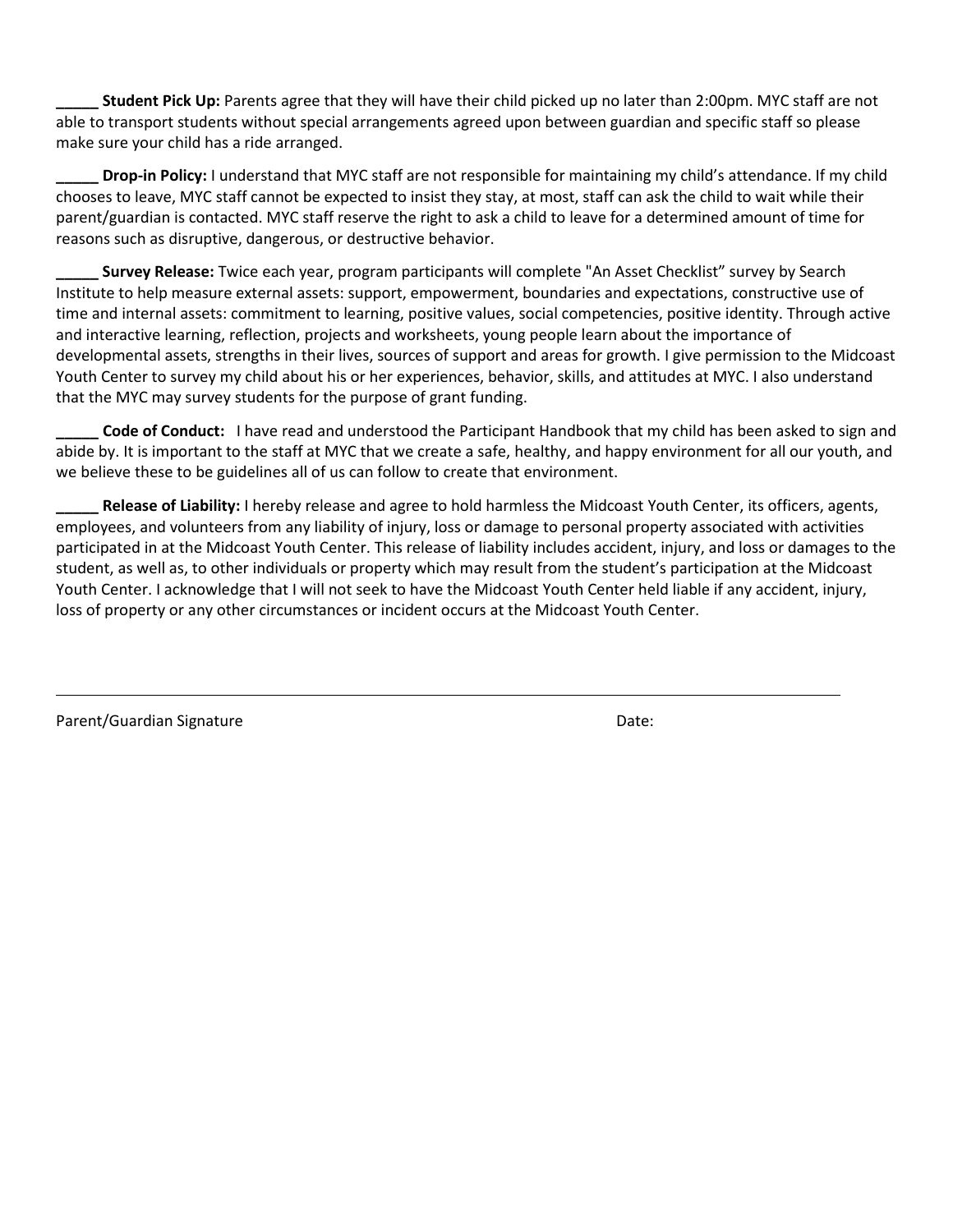_____ **Student Pick Up:** Parents agree that they will have their child picked up no later than 2:00pm. MYC staff are not able to transport students without special arrangements agreed upon between guardian and specific staff so please make sure your child has a ride arranged.

_____ **Drop-in Policy:** I understand that MYC staff are not responsible for maintaining my child's attendance. If my child chooses to leave, MYC staff cannot be expected to insist they stay, at most, staff can ask the child to wait while their parent/guardian is contacted. MYC staff reserve the right to ask a child to leave for a determined amount of time for reasons such as disruptive, dangerous, or destructive behavior.

_____ **Survey Release:** Twice each year, program participants will complete "An Asset Checklist" survey by Search Institute to help measure external assets: support, empowerment, boundaries and expectations, constructive use of time and internal assets: commitment to learning, positive values, social competencies, positive identity. Through active and interactive learning, reflection, projects and worksheets, young people learn about the importance of developmental assets, strengths in their lives, sources of support and areas for growth. I give permission to the Midcoast Youth Center to survey my child about his or her experiences, behavior, skills, and attitudes at MYC. I also understand that the MYC may survey students for the purpose of grant funding.

_____ **Code of Conduct:** I have read and understood the Participant Handbook that my child has been asked to sign and abide by. It is important to the staff at MYC that we create a safe, healthy, and happy environment for all our youth, and we believe these to be guidelines all of us can follow to create that environment.

_____ **Release of Liability:** I hereby release and agree to hold harmless the Midcoast Youth Center, its officers, agents, employees, and volunteers from any liability of injury, loss or damage to personal property associated with activities participated in at the Midcoast Youth Center. This release of liability includes accident, injury, and loss or damages to the student, as well as, to other individuals or property which may result from the student's participation at the Midcoast Youth Center. I acknowledge that I will not seek to have the Midcoast Youth Center held liable if any accident, injury, loss of property or any other circumstances or incident occurs at the Midcoast Youth Center.

Parent/Guardian Signature                                        Date: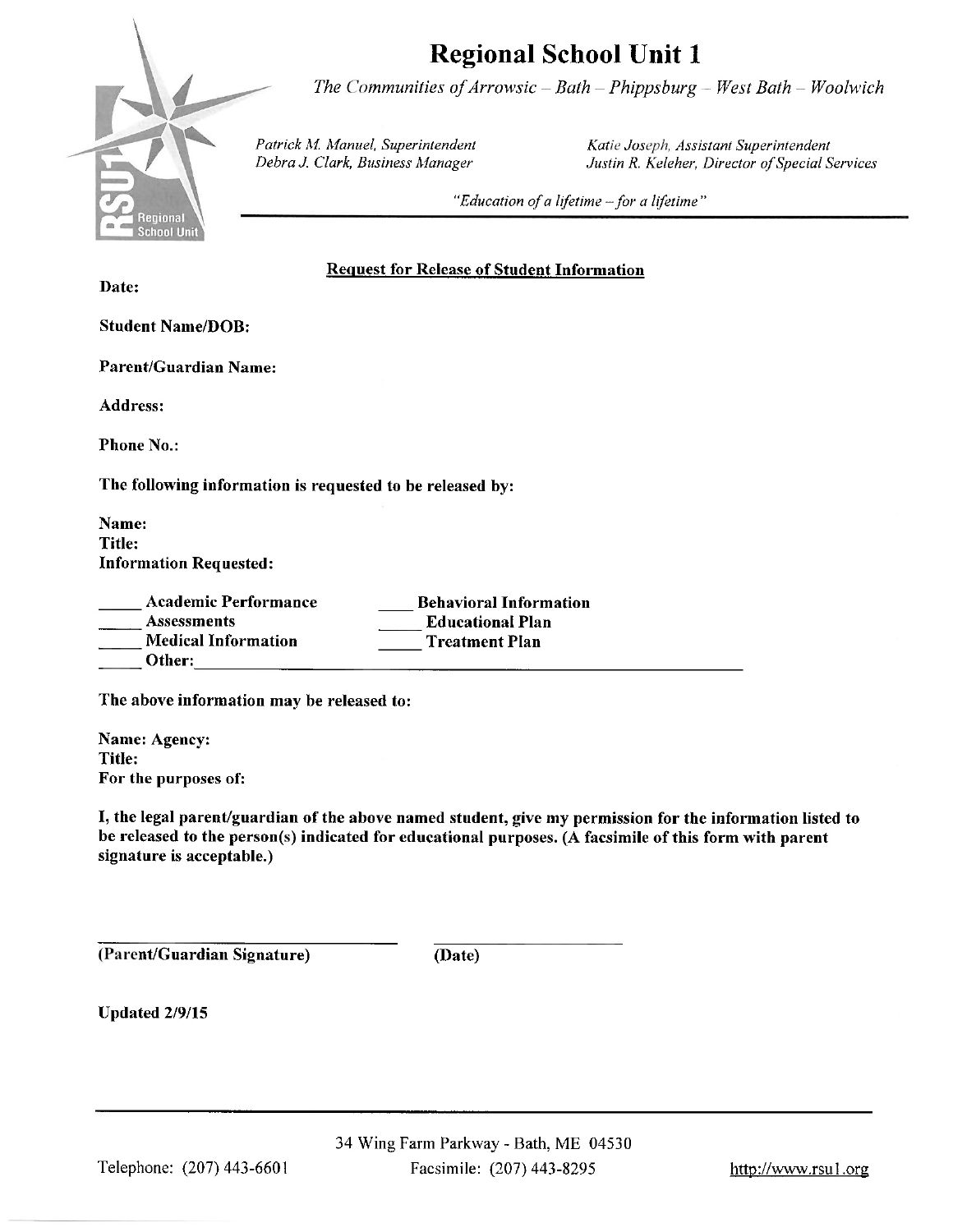# Regional School Unit 1

*The Communities of Arrowsic – Bath – Phippsburg – West Bath – Woolwich*

*Patrick M. Manuel, Superintendent*
*Debra J. Clark, Business Manager*

*Katie Joseph, Assistant Superintendent*
*Justin R. Keleher, Director of Special Services*

*"Education of a lifetime – for a lifetime"*

---

## Request for Release of Student Information

**Date:**

**Student Name/DOB:**

**Parent/Guardian Name:**

**Address:**

**Phone No.:**

**The following information is requested to be released by:**

**Name:**
**Title:**
**Information Requested:**

| | |
|---|---|
| _____ **Academic Performance** | ____ **Behavioral Information** |
| _____ **Assessments** | _____ **Educational Plan** |
| _____ **Medical Information** | _____ **Treatment Plan** |

_____ **Other:**_______________________________________________________________

**The above information may be released to:**

**Name: Agency:**
**Title:**
**For the purposes of:**

**I, the legal parent/guardian of the above named student, give my permission for the information listed to be released to the person(s) indicated for educational purposes. (A facsimile of this form with parent signature is acceptable.)**

_______________________________ _____________________
**(Parent/Guardian Signature)** **(Date)**

**Updated 2/9/15**

---

34 Wing Farm Parkway - Bath, ME 04530

Telephone: (207) 443-6601 Facsimile: (207) 443-8295 http://www.rsu1.org